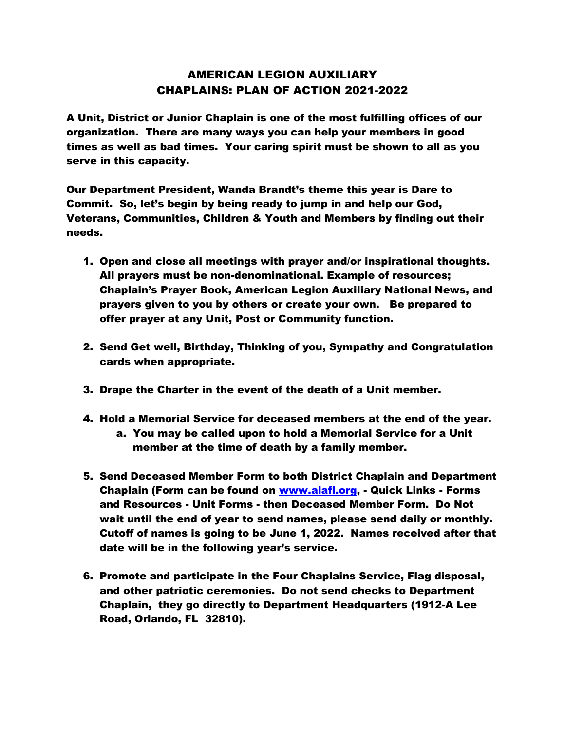# AMERICAN LEGION AUXILIARY
# CHAPLAINS: PLAN OF ACTION 2021-2022

**A Unit, District or Junior Chaplain is one of the most fulfilling offices of our organization. There are many ways you can help your members in good times as well as bad times. Your caring spirit must be shown to all as you serve in this capacity.**

**Our Department President, Wanda Brandt's theme this year is Dare to Commit. So, let's begin by being ready to jump in and help our God, Veterans, Communities, Children & Youth and Members by finding out their needs.**

1. **Open and close all meetings with prayer and/or inspirational thoughts. All prayers must be non-denominational. Example of resources; Chaplain's Prayer Book, American Legion Auxiliary National News, and prayers given to you by others or create your own. Be prepared to offer prayer at any Unit, Post or Community function.**

2. **Send Get well, Birthday, Thinking of you, Sympathy and Congratulation cards when appropriate.**

3. **Drape the Charter in the event of the death of a Unit member.**

4. **Hold a Memorial Service for deceased members at the end of the year.**
   a. **You may be called upon to hold a Memorial Service for a Unit member at the time of death by a family member.**

5. **Send Deceased Member Form to both District Chaplain and Department Chaplain (Form can be found on [www.alafl.org](http://www.alafl.org), - Quick Links - Forms and Resources - Unit Forms - then Deceased Member Form. Do Not wait until the end of year to send names, please send daily or monthly. Cutoff of names is going to be June 1, 2022. Names received after that date will be in the following year's service.**

6. **Promote and participate in the Four Chaplains Service, Flag disposal, and other patriotic ceremonies. Do not send checks to Department Chaplain, they go directly to Department Headquarters (1912-A Lee Road, Orlando, FL 32810).**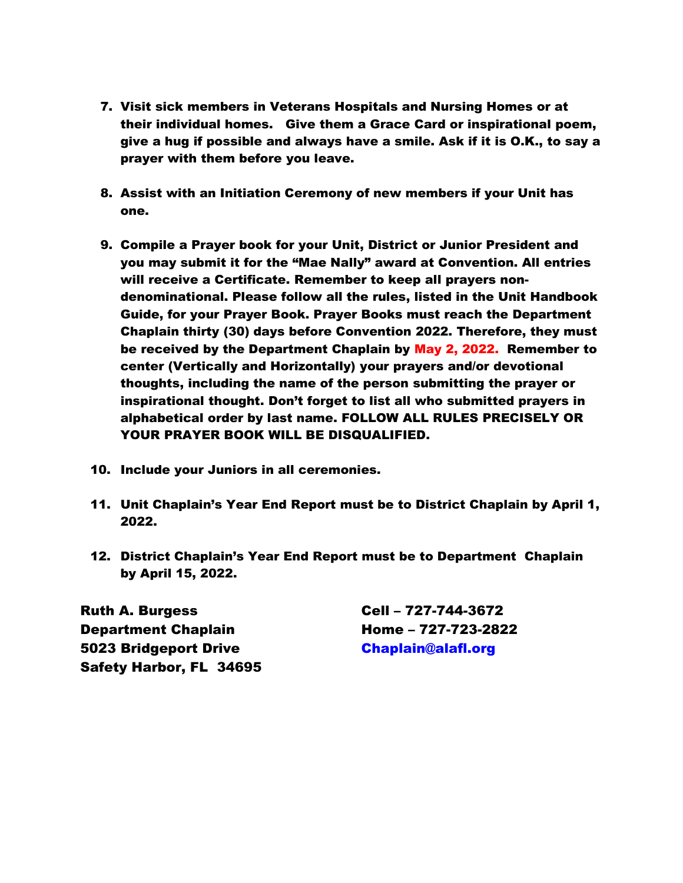7. **Visit sick members in Veterans Hospitals and Nursing Homes or at their individual homes. Give them a Grace Card or inspirational poem, give a hug if possible and always have a smile. Ask if it is O.K., to say a prayer with them before you leave.**

8. **Assist with an Initiation Ceremony of new members if your Unit has one.**

9. **Compile a Prayer book for your Unit, District or Junior President and you may submit it for the "Mae Nally" award at Convention. All entries will receive a Certificate. Remember to keep all prayers non-denominational. Please follow all the rules, listed in the Unit Handbook Guide, for your Prayer Book. Prayer Books must reach the Department Chaplain thirty (30) days before Convention 2022. Therefore, they must be received by the Department Chaplain by May 2, 2022. Remember to center (Vertically and Horizontally) your prayers and/or devotional thoughts, including the name of the person submitting the prayer or inspirational thought. Don't forget to list all who submitted prayers in alphabetical order by last name. FOLLOW ALL RULES PRECISELY OR YOUR PRAYER BOOK WILL BE DISQUALIFIED.**

10. **Include your Juniors in all ceremonies.**

11. **Unit Chaplain's Year End Report must be to District Chaplain by April 1, 2022.**

12. **District Chaplain's Year End Report must be to Department Chaplain by April 15, 2022.**

**Ruth A. Burgess**
**Department Chaplain**
**5023 Bridgeport Drive**
**Safety Harbor, FL 34695**

**Cell – 727-744-3672**
**Home – 727-723-2822**
**Chaplain@alafl.org**